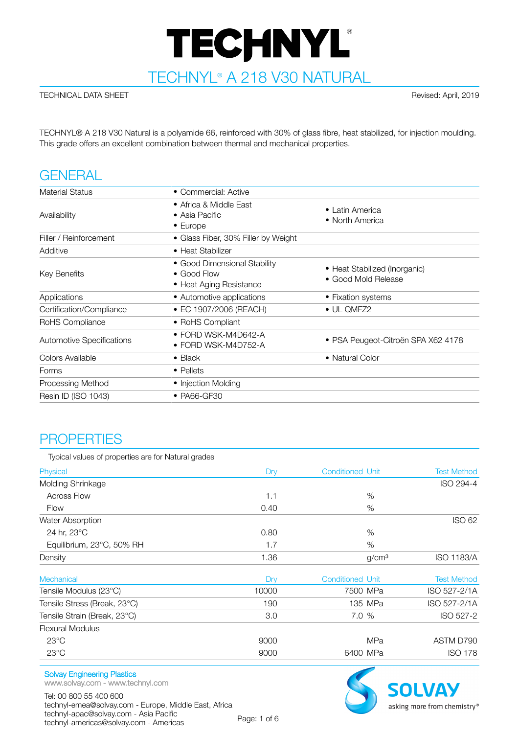# TECHNYL®

## TECHNYL® A 218 V30 NATURAL

TECHNICAL DATA SHEET

Revised: April, 2019

TECHNYL® A 218 V30 Natural is a polyamide 66, reinforced with 30% of glass fibre, heat stabilized, for injection moulding. This grade offers an excellent combination between thermal and mechanical properties.

## GENERAL

| | | |
|---|---|---|
| Material Status | • Commercial: Active | |
| Availability | • Africa & Middle East<br>• Asia Pacific<br>• Europe | • Latin America<br>• North America |
| Filler / Reinforcement | • Glass Fiber, 30% Filler by Weight | |
| Additive | • Heat Stabilizer | |
| Key Benefits | • Good Dimensional Stability<br>• Good Flow<br>• Heat Aging Resistance | • Heat Stabilized (Inorganic)<br>• Good Mold Release |
| Applications | • Automotive applications | • Fixation systems |
| Certification/Compliance | • EC 1907/2006 (REACH) | • UL QMFZ2 |
| RoHS Compliance | • RoHS Compliant | |
| Automotive Specifications | • FORD WSK-M4D642-A<br>• FORD WSK-M4D752-A | • PSA Peugeot-Citroën SPA X62 4178 |
| Colors Available | • Black | • Natural Color |
| Forms | • Pellets | |
| Processing Method | • Injection Molding | |
| Resin ID (ISO 1043) | • PA66-GF30 | |

## PROPERTIES

Typical values of properties are for Natural grades

| Physical | Dry | Conditioned | Unit | Test Method |
|---|---|---|---|---|
| Molding Shrinkage | | | | ISO 294-4 |
| Across Flow | 1.1 | | % | |
| Flow | 0.40 | | % | |
| Water Absorption | | | | ISO 62 |
| 24 hr, 23°C | 0.80 | | % | |
| Equilibrium, 23°C, 50% RH | 1.7 | | % | |
| Density | 1.36 | | g/cm³ | ISO 1183/A |

| Mechanical | Dry | Conditioned | Unit | Test Method |
|---|---|---|---|---|
| Tensile Modulus (23°C) | 10000 | 7500 | MPa | ISO 527-2/1A |
| Tensile Stress (Break, 23°C) | 190 | 135 | MPa | ISO 527-2/1A |
| Tensile Strain (Break, 23°C) | 3.0 | 7.0 | % | ISO 527-2 |
| Flexural Modulus | | | | |
| 23°C | 9000 | | MPa | ASTM D790 |
| 23°C | 9000 | 6400 | MPa | ISO 178 |

Solvay Engineering Plastics
www.solvay.com - www.technyl.com

Tel: 00 800 55 400 600
technyl-emea@solvay.com - Europe, Middle East, Africa
technyl-apac@solvay.com - Asia Pacific
technyl-americas@solvay.com - Americas

SOLVAY asking more from chemistry®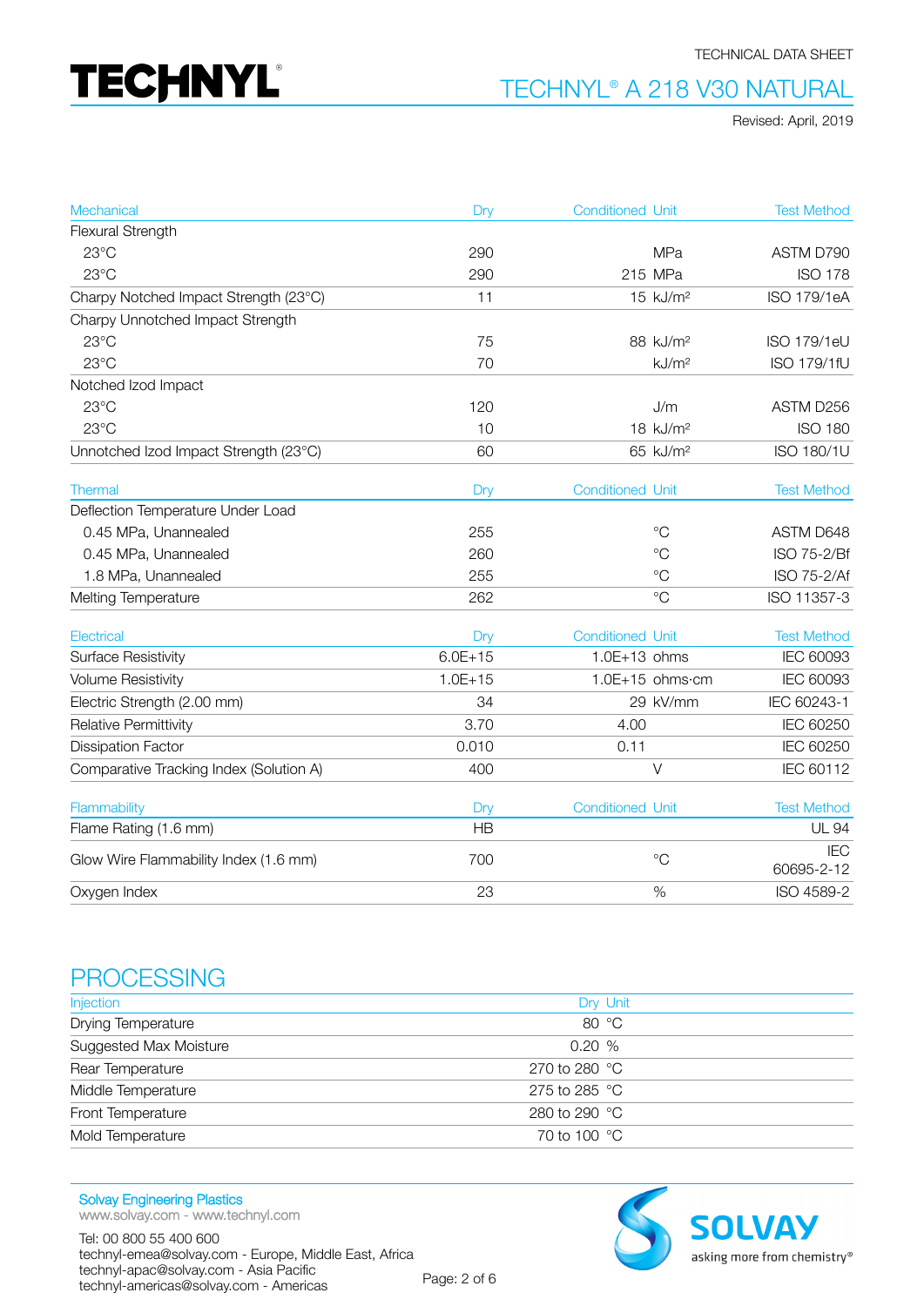TECHNICAL DATA SHEET

# TECHNYL® A 218 V30 NATURAL

Revised: April, 2019

| Mechanical | Dry | Conditioned | Unit | Test Method |
|---|---|---|---|---|
| Flexural Strength | | | | |
| 23°C | 290 | | MPa | ASTM D790 |
| 23°C | 290 | 215 | MPa | ISO 178 |
| Charpy Notched Impact Strength (23°C) | 11 | 15 | kJ/m² | ISO 179/1eA |
| Charpy Unnotched Impact Strength | | | | |
| 23°C | 75 | 88 | kJ/m² | ISO 179/1eU |
| 23°C | 70 | | kJ/m² | ISO 179/1fU |
| Notched Izod Impact | | | | |
| 23°C | 120 | | J/m | ASTM D256 |
| 23°C | 10 | 18 | kJ/m² | ISO 180 |
| Unnotched Izod Impact Strength (23°C) | 60 | 65 | kJ/m² | ISO 180/1U |

| Thermal | Dry | Conditioned | Unit | Test Method |
|---|---|---|---|---|
| Deflection Temperature Under Load | | | | |
| 0.45 MPa, Unannealed | 255 | | °C | ASTM D648 |
| 0.45 MPa, Unannealed | 260 | | °C | ISO 75-2/Bf |
| 1.8 MPa, Unannealed | 255 | | °C | ISO 75-2/Af |
| Melting Temperature | 262 | | °C | ISO 11357-3 |

| Electrical | Dry | Conditioned | Unit | Test Method |
|---|---|---|---|---|
| Surface Resistivity | 6.0E+15 | 1.0E+13 | ohms | IEC 60093 |
| Volume Resistivity | 1.0E+15 | 1.0E+15 | ohms·cm | IEC 60093 |
| Electric Strength (2.00 mm) | 34 | 29 | kV/mm | IEC 60243-1 |
| Relative Permittivity | 3.70 | 4.00 | | IEC 60250 |
| Dissipation Factor | 0.010 | 0.11 | | IEC 60250 |
| Comparative Tracking Index (Solution A) | 400 | | V | IEC 60112 |

| Flammability | Dry | Conditioned | Unit | Test Method |
|---|---|---|---|---|
| Flame Rating (1.6 mm) | HB | | | UL 94 |
| Glow Wire Flammability Index (1.6 mm) | 700 | | °C | IEC 60695-2-12 |
| Oxygen Index | 23 | | % | ISO 4589-2 |

## PROCESSING

| Injection | Dry | Unit |
|---|---|---|
| Drying Temperature | 80 | °C |
| Suggested Max Moisture | 0.20 | % |
| Rear Temperature | 270 to 280 | °C |
| Middle Temperature | 275 to 285 | °C |
| Front Temperature | 280 to 290 | °C |
| Mold Temperature | 70 to 100 | °C |

Solvay Engineering Plastics
www.solvay.com - www.technyl.com

Tel: 00 800 55 400 600
technyl-emea@solvay.com - Europe, Middle East, Africa
technyl-apac@solvay.com - Asia Pacific
technyl-americas@solvay.com - Americas

SOLVAY asking more from chemistry®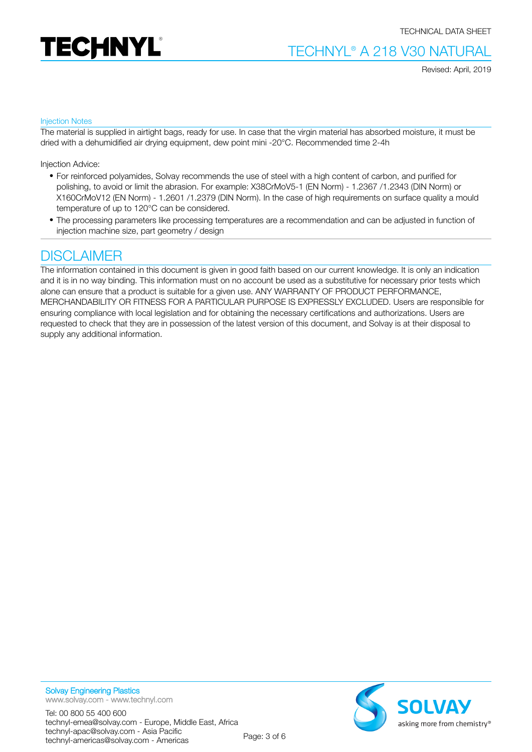### Injection Notes

The material is supplied in airtight bags, ready for use. In case that the virgin material has absorbed moisture, it must be dried with a dehumidified air drying equipment, dew point mini -20°C. Recommended time 2-4h

Injection Advice:

- For reinforced polyamides, Solvay recommends the use of steel with a high content of carbon, and purified for polishing, to avoid or limit the abrasion. For example: X38CrMoV5-1 (EN Norm) - 1.2367 /1.2343 (DIN Norm) or X160CrMoV12 (EN Norm) - 1.2601 /1.2379 (DIN Norm). In the case of high requirements on surface quality a mould temperature of up to 120°C can be considered.
- The processing parameters like processing temperatures are a recommendation and can be adjusted in function of injection machine size, part geometry / design

## DISCLAIMER

The information contained in this document is given in good faith based on our current knowledge. It is only an indication and it is in no way binding. This information must on no account be used as a substitutive for necessary prior tests which alone can ensure that a product is suitable for a given use. ANY WARRANTY OF PRODUCT PERFORMANCE, MERCHANDABILITY OR FITNESS FOR A PARTICULAR PURPOSE IS EXPRESSLY EXCLUDED. Users are responsible for ensuring compliance with local legislation and for obtaining the necessary certifications and authorizations. Users are requested to check that they are in possession of the latest version of this document, and Solvay is at their disposal to supply any additional information.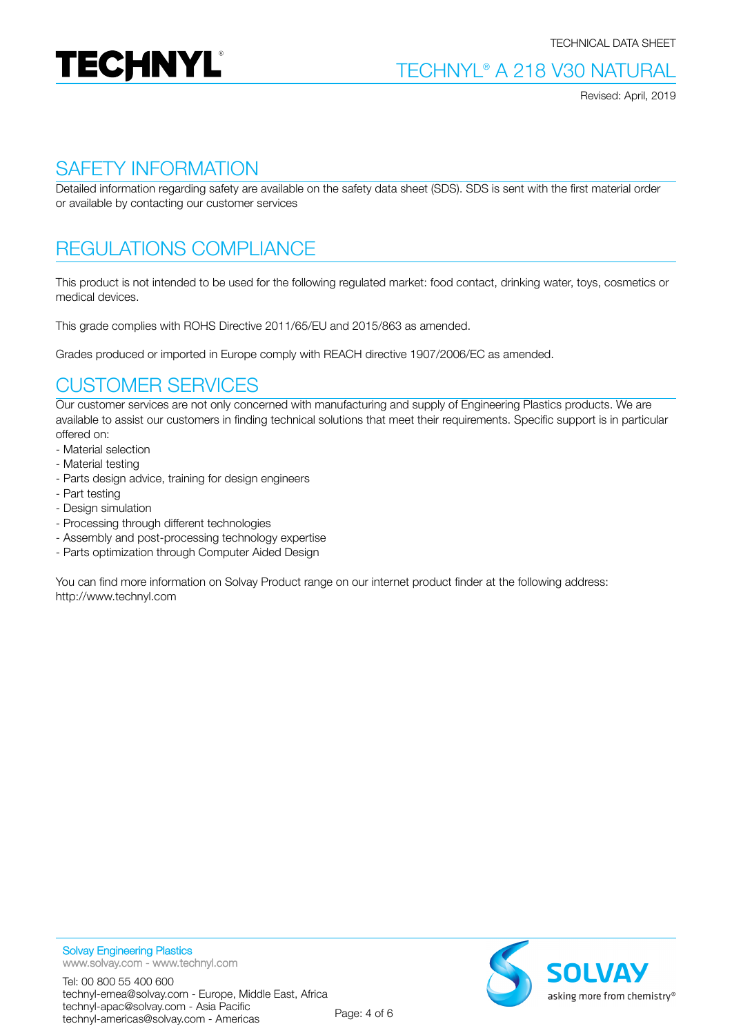## SAFETY INFORMATION

Detailed information regarding safety are available on the safety data sheet (SDS). SDS is sent with the first material order or available by contacting our customer services

## REGULATIONS COMPLIANCE

This product is not intended to be used for the following regulated market: food contact, drinking water, toys, cosmetics or medical devices.

This grade complies with ROHS Directive 2011/65/EU and 2015/863 as amended.

Grades produced or imported in Europe comply with REACH directive 1907/2006/EC as amended.

## CUSTOMER SERVICES

Our customer services are not only concerned with manufacturing and supply of Engineering Plastics products. We are available to assist our customers in finding technical solutions that meet their requirements. Specific support is in particular offered on:

- Material selection
- Material testing
- Parts design advice, training for design engineers
- Part testing
- Design simulation
- Processing through different technologies
- Assembly and post-processing technology expertise
- Parts optimization through Computer Aided Design

You can find more information on Solvay Product range on our internet product finder at the following address: http://www.technyl.com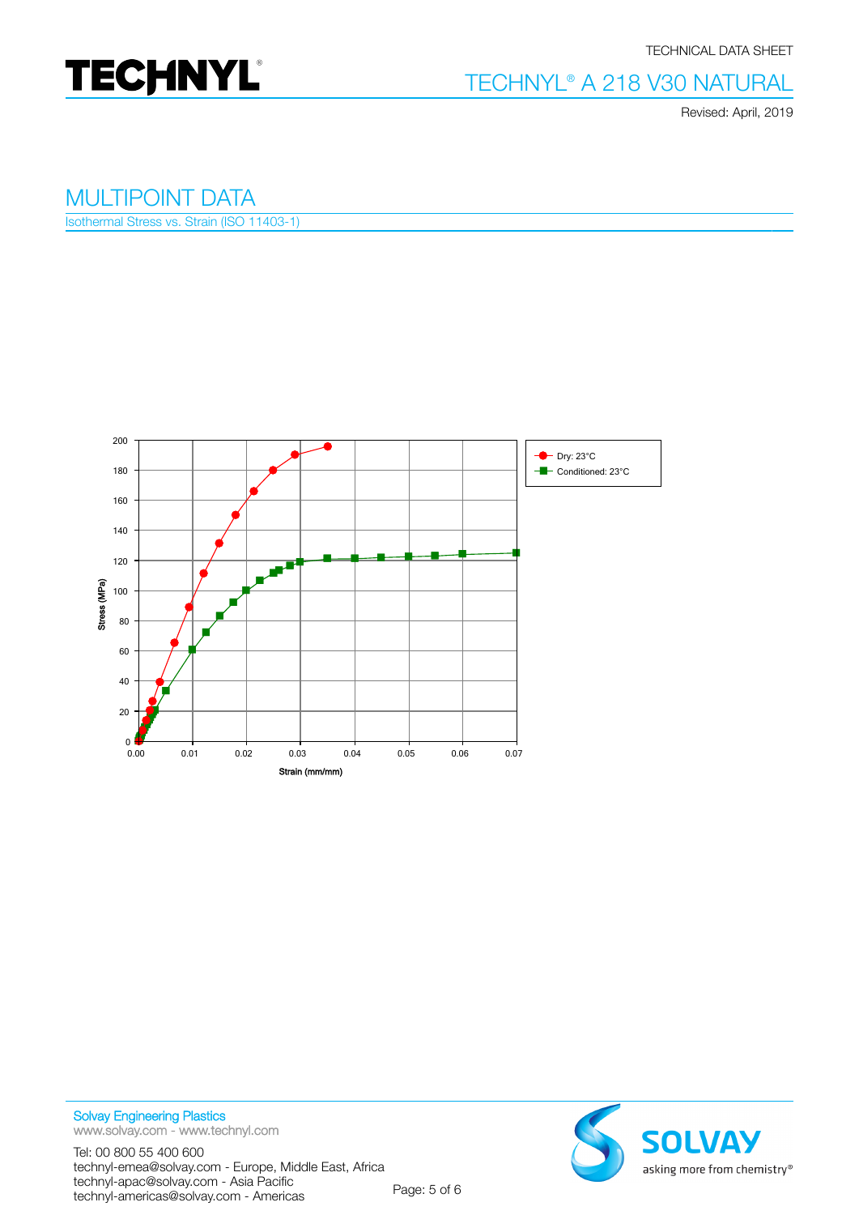## MULTIPOINT DATA

Isothermal Stress vs. Strain (ISO 11403-1)

Stress (MPa)

Strain (mm/mm)

Dry: 23°C

Conditioned: 23°C

Solvay Engineering Plastics
www.solvay.com - www.technyl.com

Tel: 00 800 55 400 600
technyl-emea@solvay.com - Europe, Middle East, Africa
technyl-apac@solvay.com - Asia Pacific
technyl-americas@solvay.com - Americas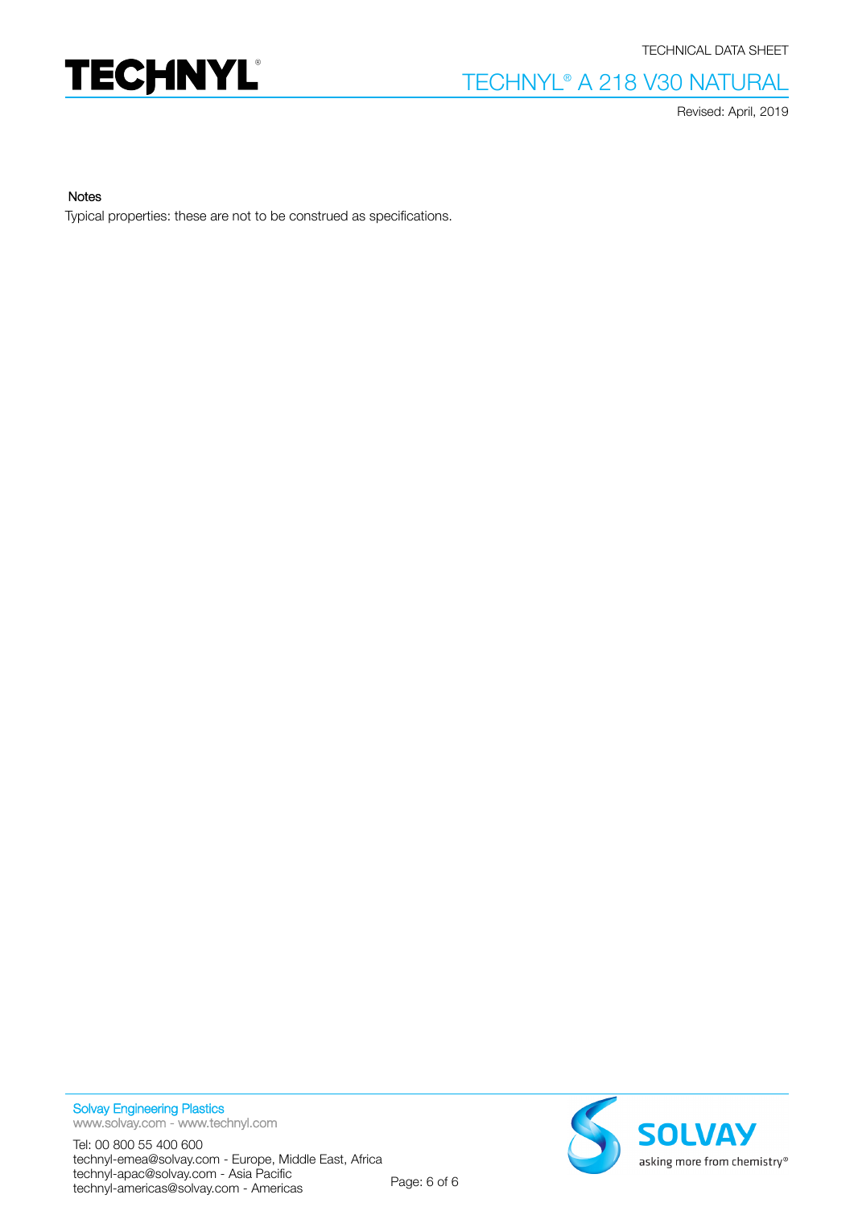Notes

Typical properties: these are not to be construed as specifications.